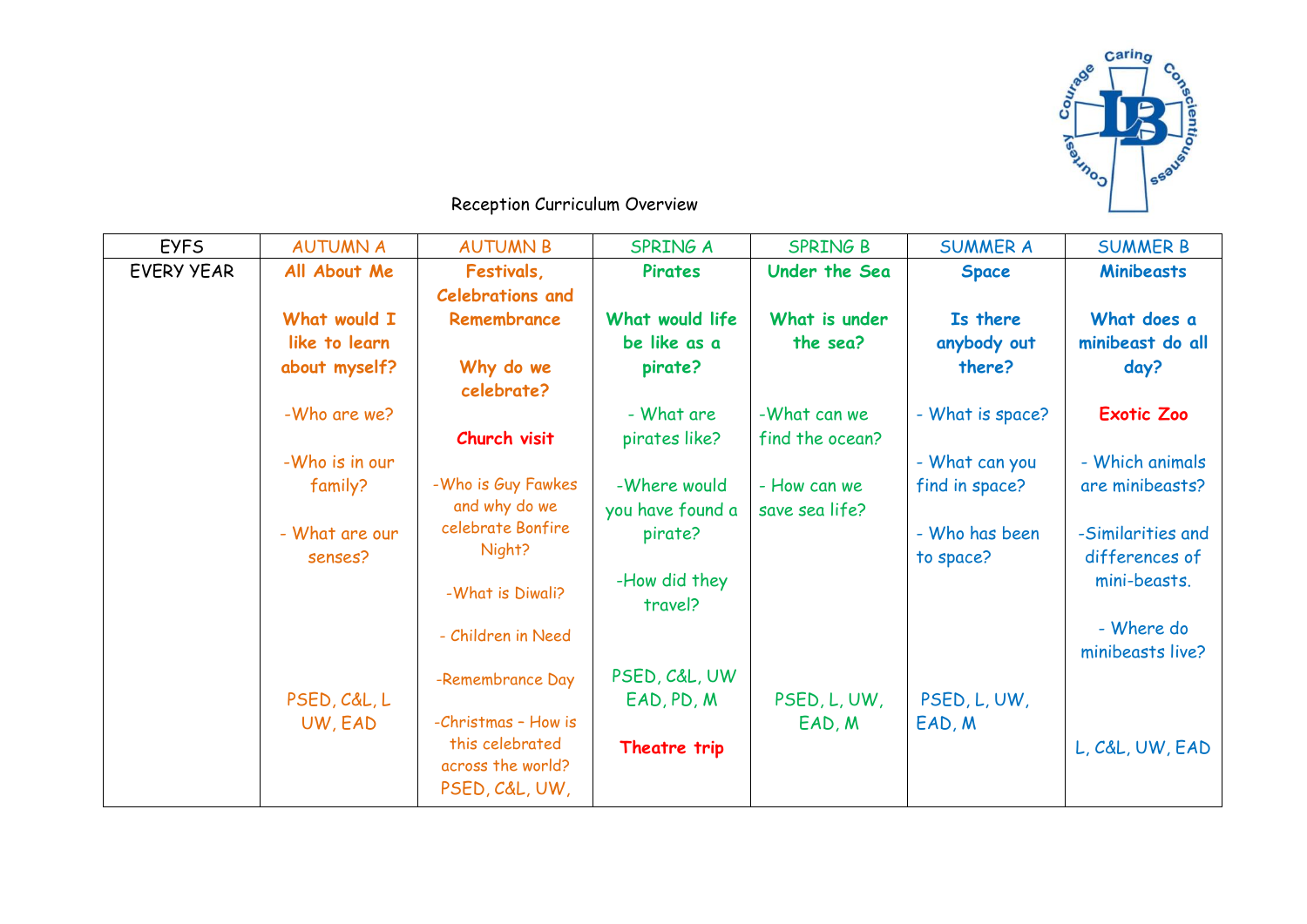# Reception Curriculum Overview

| EYFS | AUTUMN A | AUTUMN B | SPRING A | SPRING B | SUMMER A | SUMMER B |
|---|---|---|---|---|---|---|
| EVERY YEAR | **All About Me**<br><br>**What would I like to learn about myself?**<br><br>-Who are we?<br><br>-Who is in our family?<br><br>- What are our senses?<br><br>PSED, C&L, L UW, EAD | **Festivals, Celebrations and Remembrance**<br><br>**Why do we celebrate?**<br><br>**Church visit**<br><br>-Who is Guy Fawkes and why do we celebrate Bonfire Night?<br><br>-What is Diwali?<br><br>- Children in Need<br><br>-Remembrance Day<br><br>-Christmas – How is this celebrated across the world?<br>PSED, C&L, UW, | **Pirates**<br><br>**What would life be like as a pirate?**<br><br>- What are pirates like?<br><br>-Where would you have found a pirate?<br><br>-How did they travel?<br><br>PSED, C&L, UW EAD, PD, M<br><br>**Theatre trip** | **Under the Sea**<br><br>**What is under the sea?**<br><br>-What can we find the ocean?<br><br>- How can we save sea life?<br><br>PSED, L, UW, EAD, M | **Space**<br><br>**Is there anybody out there?**<br><br>- What is space?<br><br>- What can you find in space?<br><br>- Who has been to space?<br><br>PSED, L, UW, EAD, M | **Minibeasts**<br><br>**What does a minibeast do all day?**<br><br>**Exotic Zoo**<br><br>- Which animals are minibeasts?<br><br>-Similarities and differences of mini-beasts.<br><br>- Where do minibeasts live?<br><br>L, C&L, UW, EAD |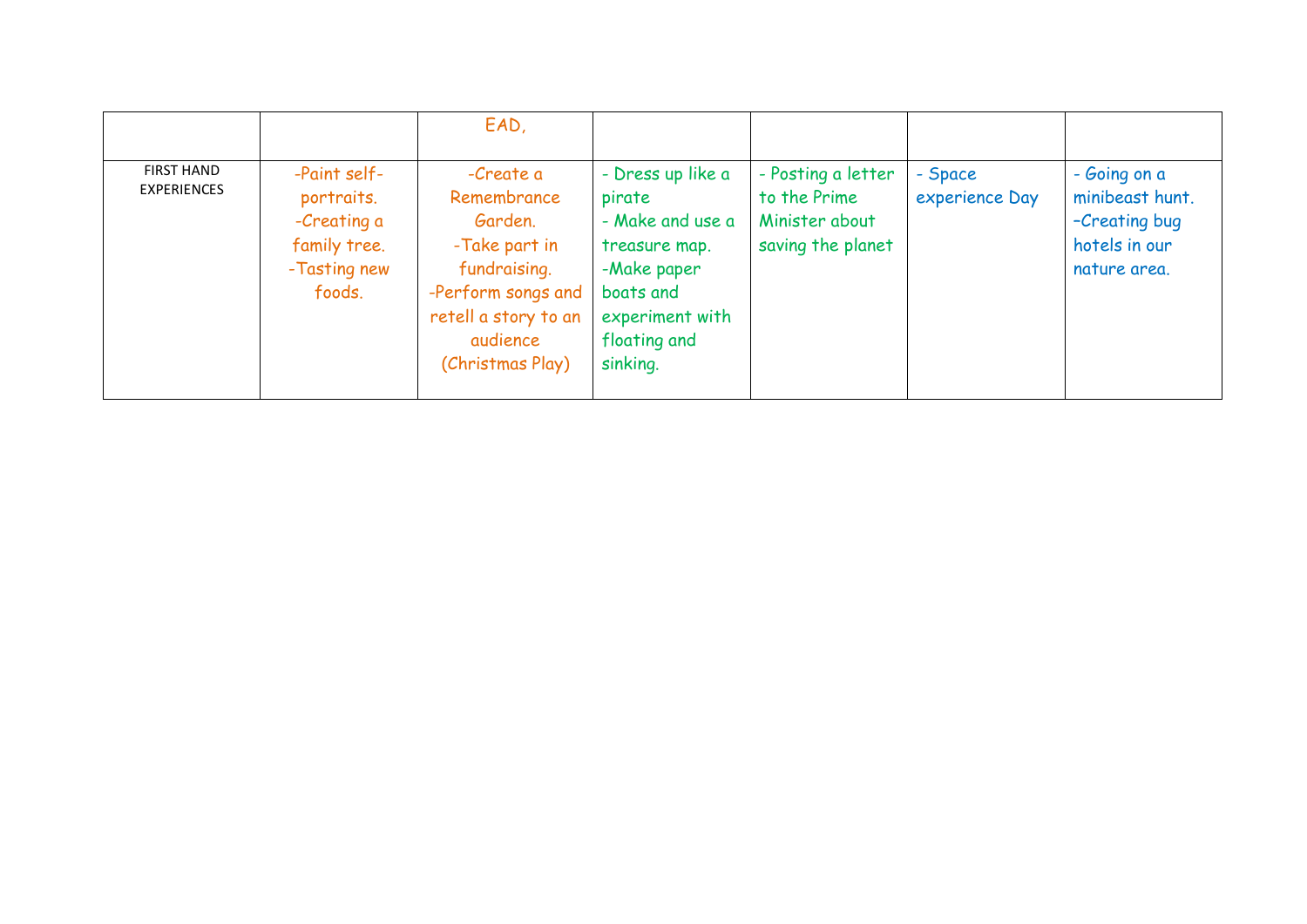| | | | | | | |
|---|---|---|---|---|---|---|
| | | EAD, | | | | |
| FIRST HAND EXPERIENCES | -Paint self-portraits.<br>-Creating a family tree.<br>-Tasting new foods. | -Create a Remembrance Garden.<br>-Take part in fundraising.<br>-Perform songs and retell a story to an audience (Christmas Play) | - Dress up like a pirate<br>- Make and use a treasure map.<br>-Make paper boats and experiment with floating and sinking. | - Posting a letter to the Prime Minister about saving the planet | - Space experience Day | - Going on a minibeast hunt.<br>–Creating bug hotels in our nature area. |